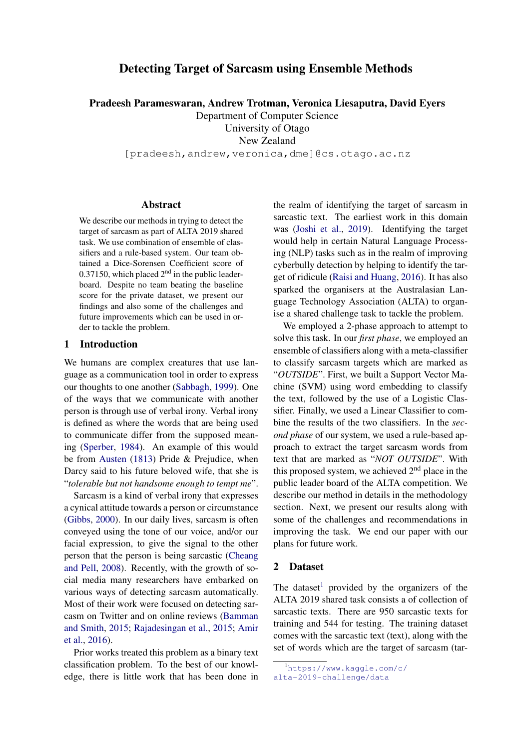# Detecting Target of Sarcasm using Ensemble Methods

**Pradeesh Parameswaran, Andrew Trotman, Veronica Liesaputra, David Eyers**
Department of Computer Science
University of Otago
New Zealand
[pradeesh,andrew,veronica,dme]@cs.otago.ac.nz

## Abstract

We describe our methods in trying to detect the target of sarcasm as part of ALTA 2019 shared task. We use combination of ensemble of classifiers and a rule-based system. Our team obtained a Dice-Sorensen Coefficient score of 0.37150, which placed 2nd in the public leaderboard. Despite no team beating the baseline score for the private dataset, we present our findings and also some of the challenges and future improvements which can be used in order to tackle the problem.

## 1 Introduction

We humans are complex creatures that use language as a communication tool in order to express our thoughts to one another (Sabbagh, 1999). One of the ways that we communicate with another person is through use of verbal irony. Verbal irony is defined as where the words that are being used to communicate differ from the supposed meaning (Sperber, 1984). An example of this would be from Austen (1813) Pride & Prejudice, when Darcy said to his future beloved wife, that she is "*tolerable but not handsome enough to tempt me*".

Sarcasm is a kind of verbal irony that expresses a cynical attitude towards a person or circumstance (Gibbs, 2000). In our daily lives, sarcasm is often conveyed using the tone of our voice, and/or our facial expression, to give the signal to the other person that the person is being sarcastic (Cheang and Pell, 2008). Recently, with the growth of social media many researchers have embarked on various ways of detecting sarcasm automatically. Most of their work were focused on detecting sarcasm on Twitter and on online reviews (Bamman and Smith, 2015; Rajadesingan et al., 2015; Amir et al., 2016).

Prior works treated this problem as a binary text classification problem. To the best of our knowledge, there is little work that has been done in the realm of identifying the target of sarcasm in sarcastic text. The earliest work in this domain was (Joshi et al., 2019). Identifying the target would help in certain Natural Language Processing (NLP) tasks such as in the realm of improving cyberbully detection by helping to identify the target of ridicule (Raisi and Huang, 2016). It has also sparked the organisers at the Australasian Language Technology Association (ALTA) to organise a shared challenge task to tackle the problem.

We employed a 2-phase approach to attempt to solve this task. In our *first phase*, we employed an ensemble of classifiers along with a meta-classifier to classify sarcasm targets which are marked as "*OUTSIDE*". First, we built a Support Vector Machine (SVM) using word embedding to classify the text, followed by the use of a Logistic Classifier. Finally, we used a Linear Classifier to combine the results of the two classifiers. In the *second phase* of our system, we used a rule-based approach to extract the target sarcasm words from text that are marked as "*NOT OUTSIDE*". With this proposed system, we achieved 2nd place in the public leader board of the ALTA competition. We describe our method in details in the methodology section. Next, we present our results along with some of the challenges and recommendations in improving the task. We end our paper with our plans for future work.

## 2 Dataset

The dataset[1] provided by the organizers of the ALTA 2019 shared task consists a of collection of sarcastic texts. There are 950 sarcastic texts for training and 544 for testing. The training dataset comes with the sarcastic text (text), along with the set of words which are the target of sarcasm (tar-

[1] https://www.kaggle.com/c/alta-2019-challenge/data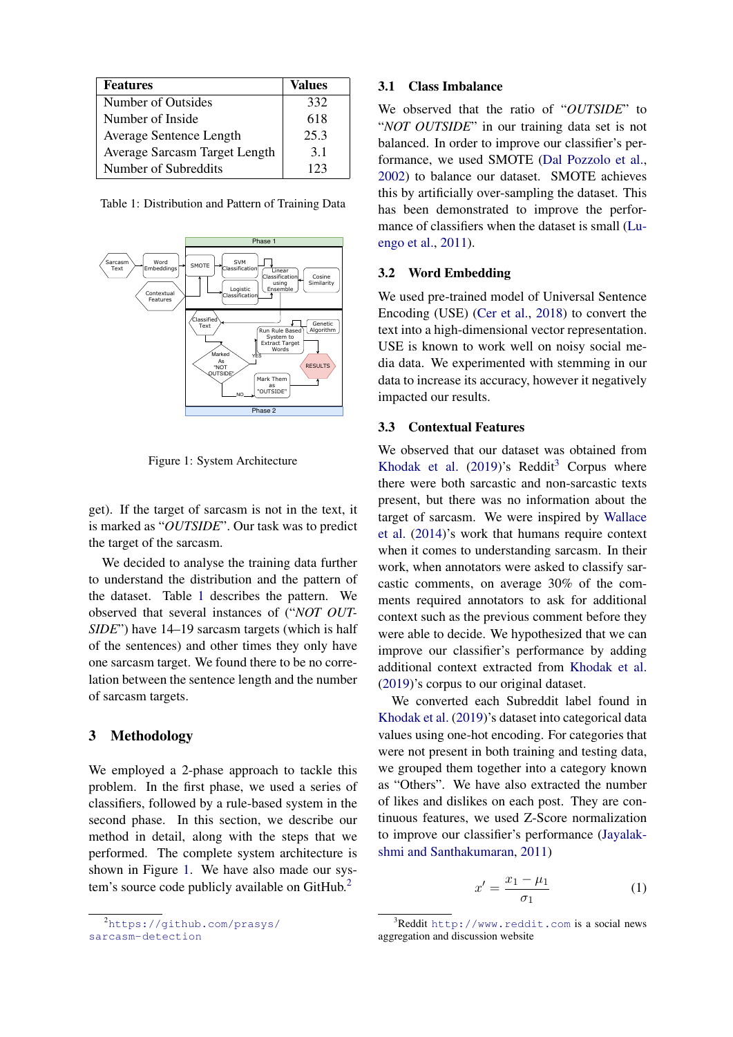| Features | Values |
|---|---|
| Number of Outsides | 332 |
| Number of Inside | 618 |
| Average Sentence Length | 25.3 |
| Average Sarcasm Target Length | 3.1 |
| Number of Subreddits | 123 |

Table 1: Distribution and Pattern of Training Data

Figure 1: System Architecture

get). If the target of sarcasm is not in the text, it is marked as "*OUTSIDE*". Our task was to predict the target of the sarcasm.

We decided to analyse the training data further to understand the distribution and the pattern of the dataset. Table 1 describes the pattern. We observed that several instances of ("*NOT OUTSIDE*") have 14–19 sarcasm targets (which is half of the sentences) and other times they only have one sarcasm target. We found there to be no correlation between the sentence length and the number of sarcasm targets.

## 3 Methodology

We employed a 2-phase approach to tackle this problem. In the first phase, we used a series of classifiers, followed by a rule-based system in the second phase. In this section, we describe our method in detail, along with the steps that we performed. The complete system architecture is shown in Figure 1. We have also made our system's source code publicly available on GitHub.[2]

### 3.1 Class Imbalance

We observed that the ratio of "*OUTSIDE*" to "*NOT OUTSIDE*" in our training data set is not balanced. In order to improve our classifier's performance, we used SMOTE (Dal Pozzolo et al., 2002) to balance our dataset. SMOTE achieves this by artificially over-sampling the dataset. This has been demonstrated to improve the performance of classifiers when the dataset is small (Luengo et al., 2011).

### 3.2 Word Embedding

We used pre-trained model of Universal Sentence Encoding (USE) (Cer et al., 2018) to convert the text into a high-dimensional vector representation. USE is known to work well on noisy social media data. We experimented with stemming in our data to increase its accuracy, however it negatively impacted our results.

### 3.3 Contextual Features

We observed that our dataset was obtained from Khodak et al. (2019)'s Reddit[3] Corpus where there were both sarcastic and non-sarcastic texts present, but there was no information about the target of sarcasm. We were inspired by Wallace et al. (2014)'s work that humans require context when it comes to understanding sarcasm. In their work, when annotators were asked to classify sarcastic comments, on average 30% of the comments required annotators to ask for additional context such as the previous comment before they were able to decide. We hypothesized that we can improve our classifier's performance by adding additional context extracted from Khodak et al. (2019)'s corpus to our original dataset.

We converted each Subreddit label found in Khodak et al. (2019)'s dataset into categorical data values using one-hot encoding. For categories that were not present in both training and testing data, we grouped them together into a category known as "Others". We have also extracted the number of likes and dislikes on each post. They are continuous features, we used Z-Score normalization to improve our classifier's performance (Jayalakshmi and Santhakumaran, 2011)

$$x' = \frac{x_1 - \mu_1}{\sigma_1} \quad (1)$$

[2] https://github.com/prasys/sarcasm-detection

[3] Reddit http://www.reddit.com is a social news aggregation and discussion website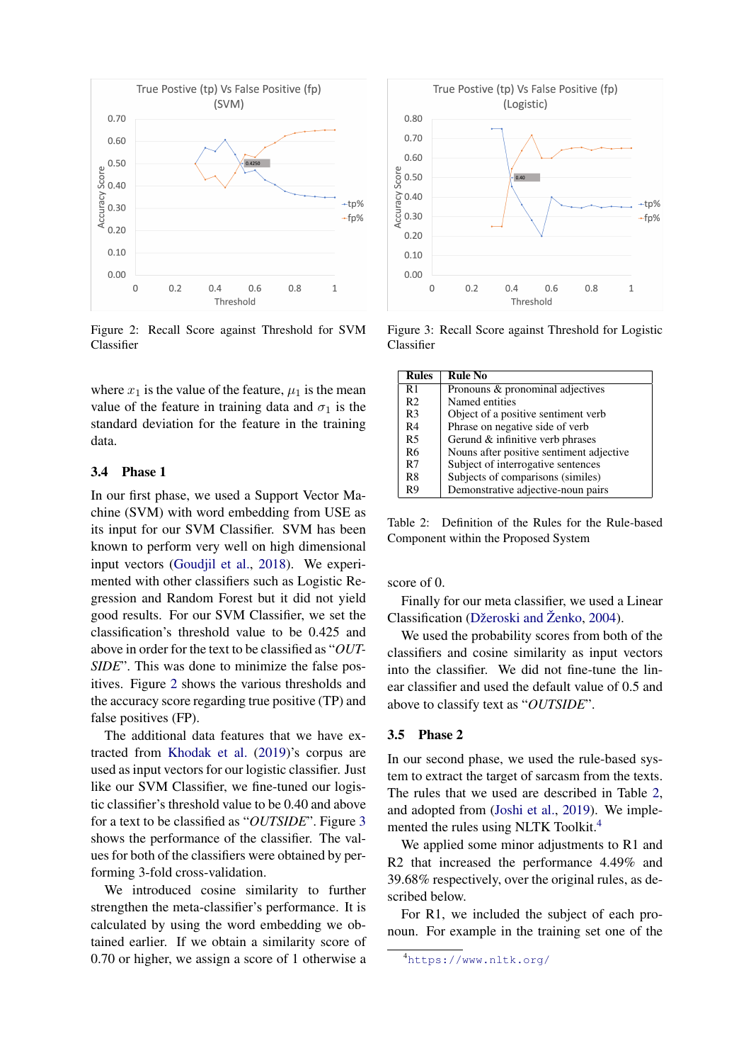Figure 2: Recall Score against Threshold for SVM Classifier

Figure 3: Recall Score against Threshold for Logistic Classifier

where $x_1$ is the value of the feature, $\mu_1$ is the mean value of the feature in training data and $\sigma_1$ is the standard deviation for the feature in the training data.

### 3.4 Phase 1

In our first phase, we used a Support Vector Machine (SVM) with word embedding from USE as its input for our SVM Classifier. SVM has been known to perform very well on high dimensional input vectors (Goudjil et al., 2018). We experimented with other classifiers such as Logistic Regression and Random Forest but it did not yield good results. For our SVM Classifier, we set the classification's threshold value to be 0.425 and above in order for the text to be classified as "*OUTSIDE*". This was done to minimize the false positives. Figure 2 shows the various thresholds and the accuracy score regarding true positive (TP) and false positives (FP).

The additional data features that we have extracted from Khodak et al. (2019)'s corpus are used as input vectors for our logistic classifier. Just like our SVM Classifier, we fine-tuned our logistic classifier's threshold value to be 0.40 and above for a text to be classified as "*OUTSIDE*". Figure 3 shows the performance of the classifier. The values for both of the classifiers were obtained by performing 3-fold cross-validation.

We introduced cosine similarity to further strengthen the meta-classifier's performance. It is calculated by using the word embedding we obtained earlier. If we obtain a similarity score of 0.70 or higher, we assign a score of 1 otherwise a score of 0.

Finally for our meta classifier, we used a Linear Classification (Džeroski and Ženko, 2004).

We used the probability scores from both of the classifiers and cosine similarity as input vectors into the classifier. We did not fine-tune the linear classifier and used the default value of 0.5 and above to classify text as "*OUTSIDE*".

| Rules | Rule No |
|---|---|
| R1 | Pronouns & pronominal adjectives |
| R2 | Named entities |
| R3 | Object of a positive sentiment verb |
| R4 | Phrase on negative side of verb |
| R5 | Gerund & infinitive verb phrases |
| R6 | Nouns after positive sentiment adjective |
| R7 | Subject of interrogative sentences |
| R8 | Subjects of comparisons (similes) |
| R9 | Demonstrative adjective-noun pairs |

Table 2: Definition of the Rules for the Rule-based Component within the Proposed System

### 3.5 Phase 2

In our second phase, we used the rule-based system to extract the target of sarcasm from the texts. The rules that we used are described in Table 2, and adopted from (Joshi et al., 2019). We implemented the rules using NLTK Toolkit.[4]

We applied some minor adjustments to R1 and R2 that increased the performance 4.49% and 39.68% respectively, over the original rules, as described below.

For R1, we included the subject of each pronoun. For example in the training set one of the

[4] https://www.nltk.org/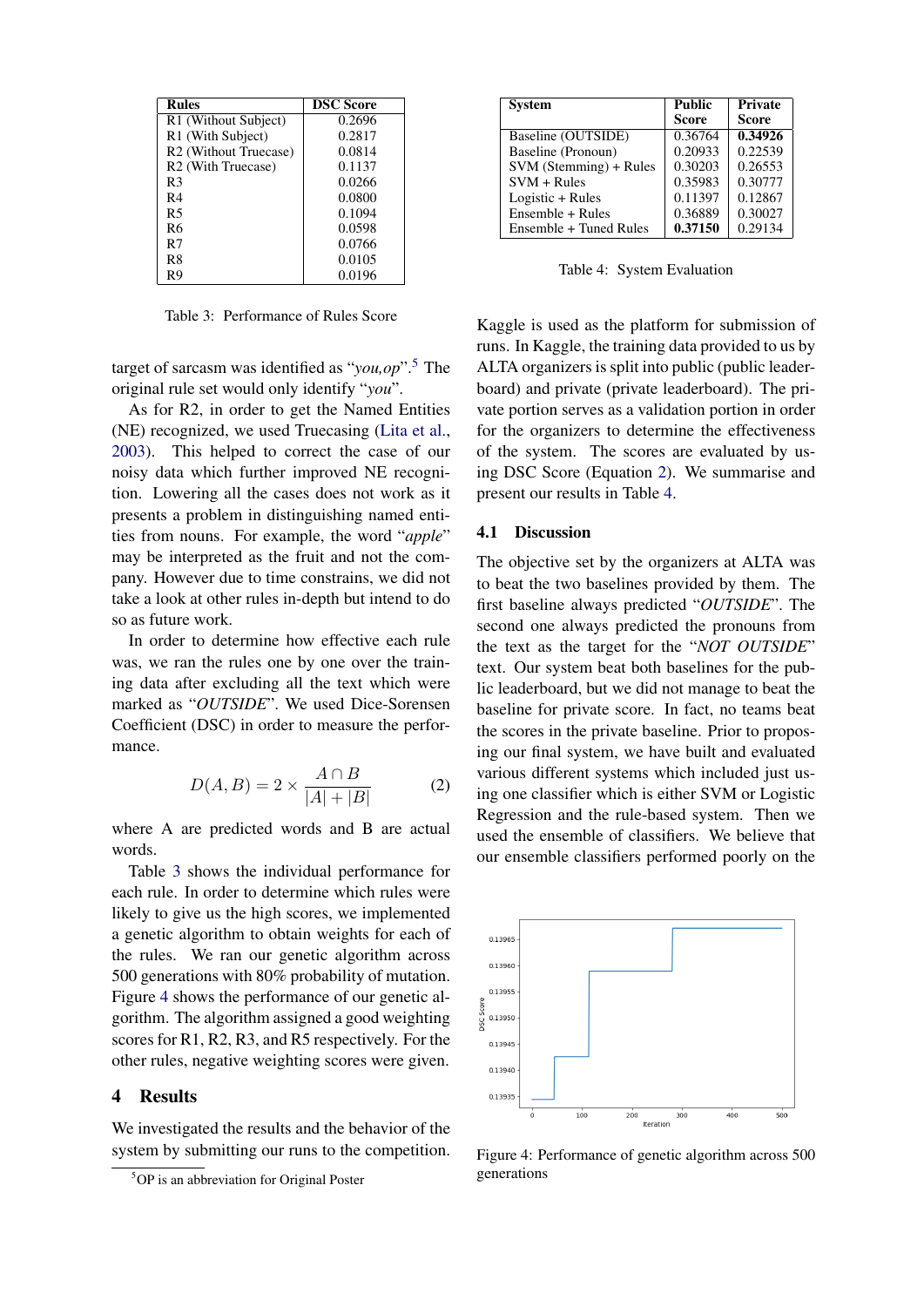| Rules | DSC Score |
|---|---|
| R1 (Without Subject) | 0.2696 |
| R1 (With Subject) | 0.2817 |
| R2 (Without Truecase) | 0.0814 |
| R2 (With Truecase) | 0.1137 |
| R3 | 0.0266 |
| R4 | 0.0800 |
| R5 | 0.1094 |
| R6 | 0.0598 |
| R7 | 0.0766 |
| R8 | 0.0105 |
| R9 | 0.0196 |

Table 3: Performance of Rules Score

target of sarcasm was identified as "*you,op*".[5] The original rule set would only identify "*you*".

As for R2, in order to get the Named Entities (NE) recognized, we used Truecasing (Lita et al., 2003). This helped to correct the case of our noisy data which further improved NE recognition. Lowering all the cases does not work as it presents a problem in distinguishing named entities from nouns. For example, the word "*apple*" may be interpreted as the fruit and not the company. However due to time constrains, we did not take a look at other rules in-depth but intend to do so as future work.

In order to determine how effective each rule was, we ran the rules one by one over the training data after excluding all the text which were marked as "*OUTSIDE*". We used Dice-Sorensen Coefficient (DSC) in order to measure the performance.

$$D(A, B) = 2 \times \frac{A \cap B}{|A| + |B|} \tag{2}$$

where A are predicted words and B are actual words.

Table 3 shows the individual performance for each rule. In order to determine which rules were likely to give us the high scores, we implemented a genetic algorithm to obtain weights for each of the rules. We ran our genetic algorithm across 500 generations with 80% probability of mutation. Figure 4 shows the performance of our genetic algorithm. The algorithm assigned a good weighting scores for R1, R2, R3, and R5 respectively. For the other rules, negative weighting scores were given.

## 4 Results

We investigated the results and the behavior of the system by submitting our runs to the competition.

[5] OP is an abbreviation for Original Poster

| System | Public Score | Private Score |
|---|---|---|
| Baseline (OUTSIDE) | 0.36764 | **0.34926** |
| Baseline (Pronoun) | 0.20933 | 0.22539 |
| SVM (Stemming) + Rules | 0.30203 | 0.26553 |
| SVM + Rules | 0.35983 | 0.30777 |
| Logistic + Rules | 0.11397 | 0.12867 |
| Ensemble + Rules | 0.36889 | 0.30027 |
| Ensemble + Tuned Rules | **0.37150** | 0.29134 |

Table 4: System Evaluation

Kaggle is used as the platform for submission of runs. In Kaggle, the training data provided to us by ALTA organizers is split into public (public leaderboard) and private (private leaderboard). The private portion serves as a validation portion in order for the organizers to determine the effectiveness of the system. The scores are evaluated by using DSC Score (Equation 2). We summarise and present our results in Table 4.

### 4.1 Discussion

The objective set by the organizers at ALTA was to beat the two baselines provided by them. The first baseline always predicted "*OUTSIDE*". The second one always predicted the pronouns from the text as the target for the "*NOT OUTSIDE*" text. Our system beat both baselines for the public leaderboard, but we did not manage to beat the baseline for private score. In fact, no teams beat the scores in the private baseline. Prior to proposing our final system, we have built and evaluated various different systems which included just using one classifier which is either SVM or Logistic Regression and the rule-based system. Then we used the ensemble of classifiers. We believe that our ensemble classifiers performed poorly on the

Figure 4: Performance of genetic algorithm across 500 generations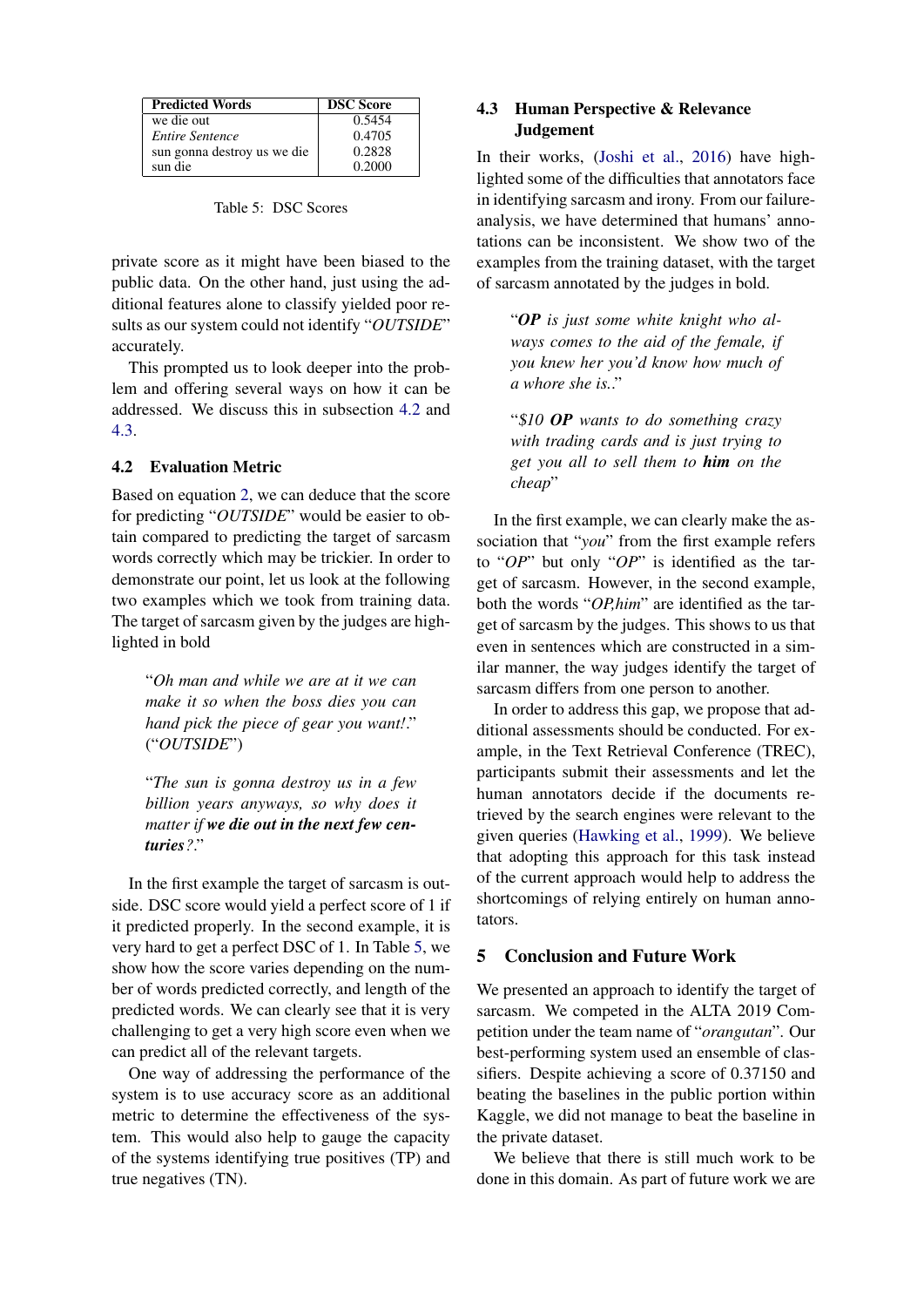| Predicted Words | DSC Score |
|---|---|
| we die out | 0.5454 |
| *Entire Sentence* | 0.4705 |
| sun gonna destroy us we die | 0.2828 |
| sun die | 0.2000 |

Table 5: DSC Scores

private score as it might have been biased to the public data. On the other hand, just using the additional features alone to classify yielded poor results as our system could not identify "*OUTSIDE*" accurately.

This prompted us to look deeper into the problem and offering several ways on how it can be addressed. We discuss this in subsection 4.2 and 4.3.

## 4.2 Evaluation Metric

Based on equation 2, we can deduce that the score for predicting "*OUTSIDE*" would be easier to obtain compared to predicting the target of sarcasm words correctly which may be trickier. In order to demonstrate our point, let us look at the following two examples which we took from training data. The target of sarcasm given by the judges are highlighted in bold

> "*Oh man and while we are at it we can make it so when the boss dies you can hand pick the piece of gear you want!.*" ("*OUTSIDE*")

> "*The sun is gonna destroy us in a few billion years anyways, so why does it matter if* ***we die out in the next few centuries****?.*"

In the first example the target of sarcasm is outside. DSC score would yield a perfect score of 1 if it predicted properly. In the second example, it is very hard to get a perfect DSC of 1. In Table 5, we show how the score varies depending on the number of words predicted correctly, and length of the predicted words. We can clearly see that it is very challenging to get a very high score even when we can predict all of the relevant targets.

One way of addressing the performance of the system is to use accuracy score as an additional metric to determine the effectiveness of the system. This would also help to gauge the capacity of the systems identifying true positives (TP) and true negatives (TN).

## 4.3 Human Perspective & Relevance Judgement

In their works, (Joshi et al., 2016) have highlighted some of the difficulties that annotators face in identifying sarcasm and irony. From our failure-analysis, we have determined that humans' annotations can be inconsistent. We show two of the examples from the training dataset, with the target of sarcasm annotated by the judges in bold.

> "***OP*** *is just some white knight who always comes to the aid of the female, if you knew her you'd know how much of a whore she is..*"

> "*$10* ***OP*** *wants to do something crazy with trading cards and is just trying to get you all to sell them to* ***him*** *on the cheap*"

In the first example, we can clearly make the association that "*you*" from the first example refers to "*OP*" but only "*OP*" is identified as the target of sarcasm. However, in the second example, both the words "*OP,him*" are identified as the target of sarcasm by the judges. This shows to us that even in sentences which are constructed in a similar manner, the way judges identify the target of sarcasm differs from one person to another.

In order to address this gap, we propose that additional assessments should be conducted. For example, in the Text Retrieval Conference (TREC), participants submit their assessments and let the human annotators decide if the documents retrieved by the search engines were relevant to the given queries (Hawking et al., 1999). We believe that adopting this approach for this task instead of the current approach would help to address the shortcomings of relying entirely on human annotators.

## 5 Conclusion and Future Work

We presented an approach to identify the target of sarcasm. We competed in the ALTA 2019 Competition under the team name of "*orangutan*". Our best-performing system used an ensemble of classifiers. Despite achieving a score of 0.37150 and beating the baselines in the public portion within Kaggle, we did not manage to beat the baseline in the private dataset.

We believe that there is still much work to be done in this domain. As part of future work we are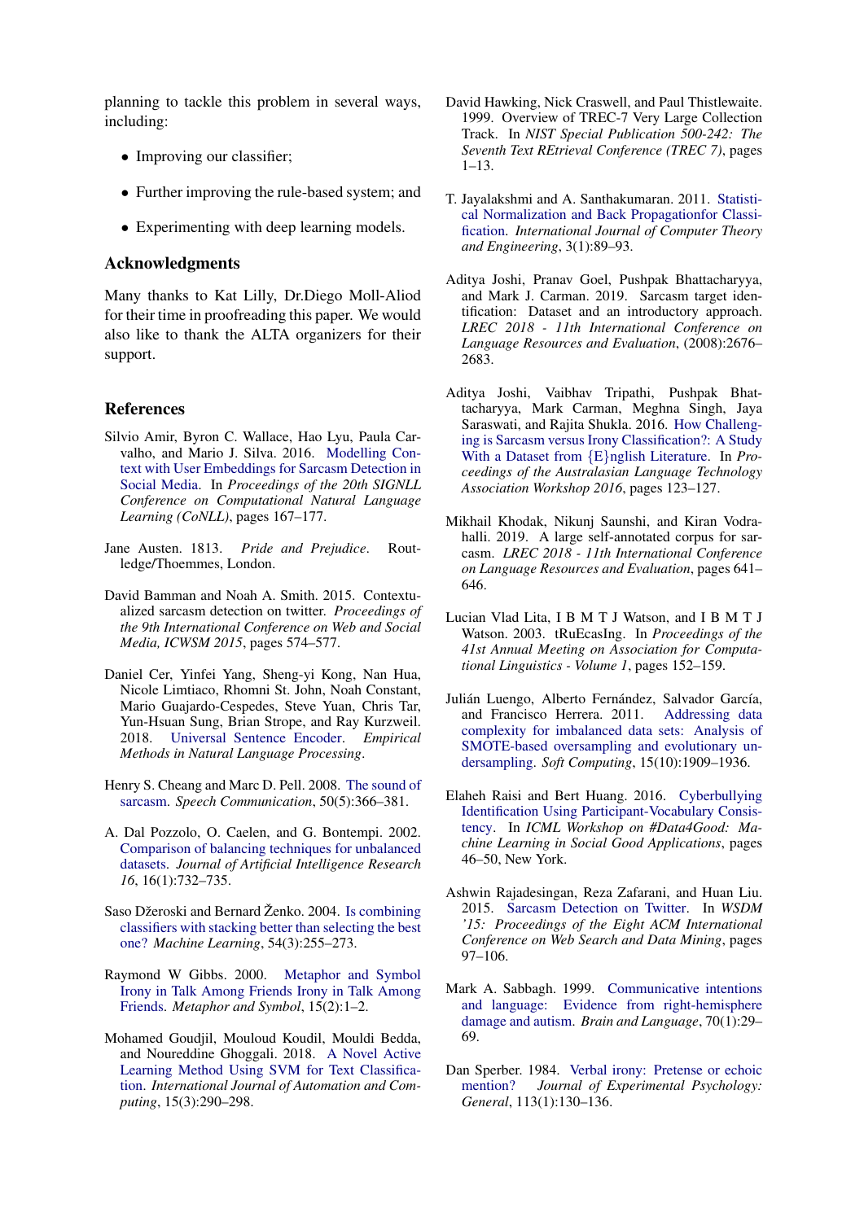planning to tackle this problem in several ways, including:

- Improving our classifier;
- Further improving the rule-based system; and
- Experimenting with deep learning models.

## Acknowledgments

Many thanks to Kat Lilly, Dr.Diego Moll-Aliod for their time in proofreading this paper. We would also like to thank the ALTA organizers for their support.

## References

Silvio Amir, Byron C. Wallace, Hao Lyu, Paula Carvalho, and Mario J. Silva. 2016. Modelling Context with User Embeddings for Sarcasm Detection in Social Media. In *Proceedings of the 20th SIGNLL Conference on Computational Natural Language Learning (CoNLL)*, pages 167–177.

Jane Austen. 1813. *Pride and Prejudice*. Routledge/Thoemmes, London.

David Bamman and Noah A. Smith. 2015. Contextualized sarcasm detection on twitter. *Proceedings of the 9th International Conference on Web and Social Media, ICWSM 2015*, pages 574–577.

Daniel Cer, Yinfei Yang, Sheng-yi Kong, Nan Hua, Nicole Limtiaco, Rhomni St. John, Noah Constant, Mario Guajardo-Cespedes, Steve Yuan, Chris Tar, Yun-Hsuan Sung, Brian Strope, and Ray Kurzweil. 2018. Universal Sentence Encoder. *Empirical Methods in Natural Language Processing*.

Henry S. Cheang and Marc D. Pell. 2008. The sound of sarcasm. *Speech Communication*, 50(5):366–381.

A. Dal Pozzolo, O. Caelen, and G. Bontempi. 2002. Comparison of balancing techniques for unbalanced datasets. *Journal of Artificial Intelligence Research 16*, 16(1):732–735.

Saso Džeroski and Bernard Ženko. 2004. Is combining classifiers with stacking better than selecting the best one? *Machine Learning*, 54(3):255–273.

Raymond W Gibbs. 2000. Metaphor and Symbol Irony in Talk Among Friends Irony in Talk Among Friends. *Metaphor and Symbol*, 15(2):1–2.

Mohamed Goudjil, Mouloud Koudil, Mouldi Bedda, and Noureddine Ghoggali. 2018. A Novel Active Learning Method Using SVM for Text Classification. *International Journal of Automation and Computing*, 15(3):290–298.

David Hawking, Nick Craswell, and Paul Thistlewaite. 1999. Overview of TREC-7 Very Large Collection Track. In *NIST Special Publication 500-242: The Seventh Text REtrieval Conference (TREC 7)*, pages 1–13.

T. Jayalakshmi and A. Santhakumaran. 2011. Statistical Normalization and Back Propagationfor Classification. *International Journal of Computer Theory and Engineering*, 3(1):89–93.

Aditya Joshi, Pranav Goel, Pushpak Bhattacharyya, and Mark J. Carman. 2019. Sarcasm target identification: Dataset and an introductory approach. *LREC 2018 - 11th International Conference on Language Resources and Evaluation*, (2008):2676–2683.

Aditya Joshi, Vaibhav Tripathi, Pushpak Bhattacharyya, Mark Carman, Meghna Singh, Jaya Saraswati, and Rajita Shukla. 2016. How Challenging is Sarcasm versus Irony Classification?: A Study With a Dataset from {E}nglish Literature. In *Proceedings of the Australasian Language Technology Association Workshop 2016*, pages 123–127.

Mikhail Khodak, Nikunj Saunshi, and Kiran Vodrahalli. 2019. A large self-annotated corpus for sarcasm. *LREC 2018 - 11th International Conference on Language Resources and Evaluation*, pages 641–646.

Lucian Vlad Lita, I B M T J Watson, and I B M T J Watson. 2003. tRuEcasIng. In *Proceedings of the 41st Annual Meeting on Association for Computational Linguistics - Volume 1*, pages 152–159.

Julián Luengo, Alberto Fernández, Salvador García, and Francisco Herrera. 2011. Addressing data complexity for imbalanced data sets: Analysis of SMOTE-based oversampling and evolutionary undersampling. *Soft Computing*, 15(10):1909–1936.

Elaheh Raisi and Bert Huang. 2016. Cyberbullying Identification Using Participant-Vocabulary Consistency. In *ICML Workshop on #Data4Good: Machine Learning in Social Good Applications*, pages 46–50, New York.

Ashwin Rajadesingan, Reza Zafarani, and Huan Liu. 2015. Sarcasm Detection on Twitter. In *WSDM '15: Proceedings of the Eight ACM International Conference on Web Search and Data Mining*, pages 97–106.

Mark A. Sabbagh. 1999. Communicative intentions and language: Evidence from right-hemisphere damage and autism. *Brain and Language*, 70(1):29–69.

Dan Sperber. 1984. Verbal irony: Pretense or echoic mention? *Journal of Experimental Psychology: General*, 113(1):130–136.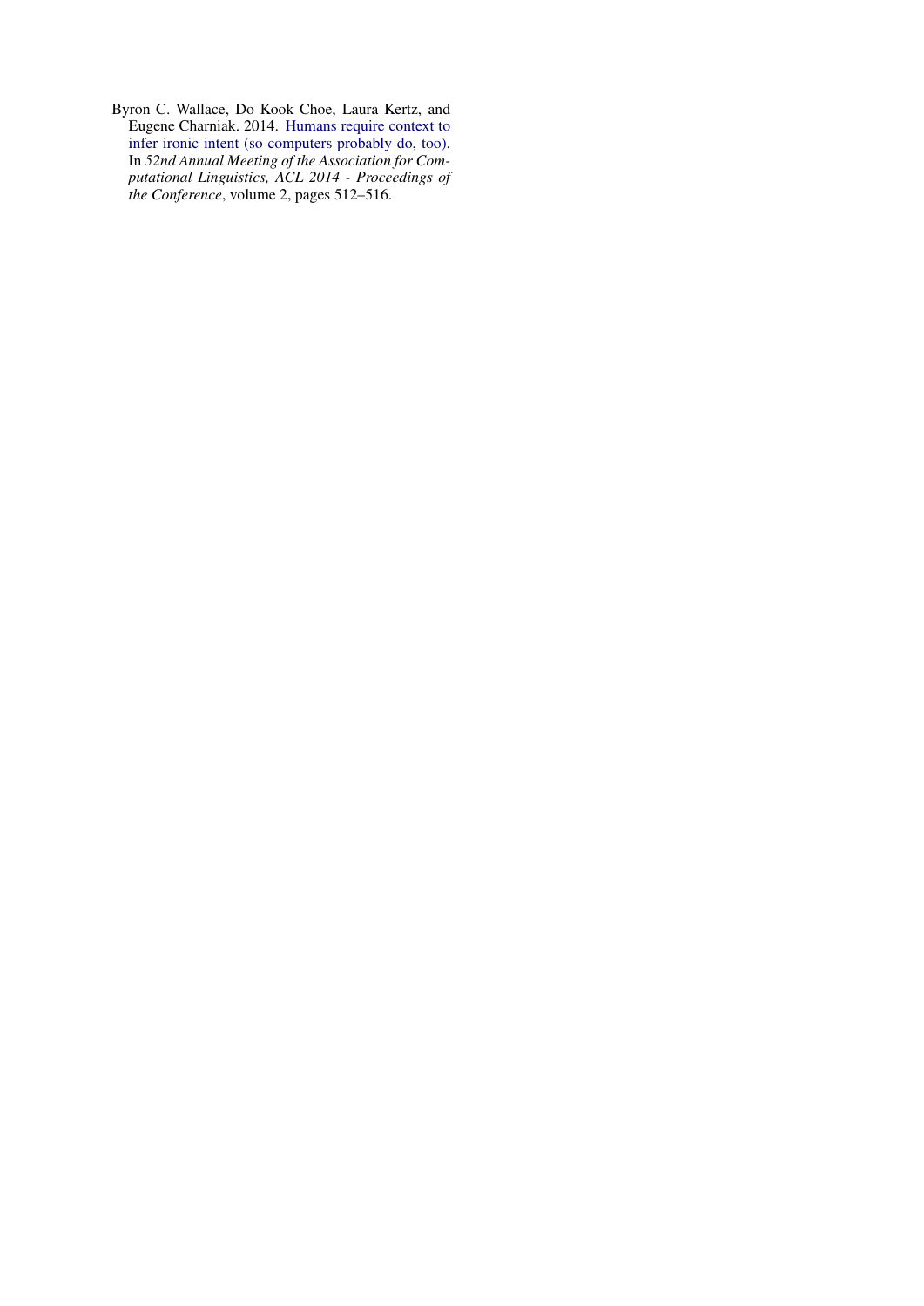Byron C. Wallace, Do Kook Choe, Laura Kertz, and Eugene Charniak. 2014. Humans require context to infer ironic intent (so computers probably do, too). In *52nd Annual Meeting of the Association for Computational Linguistics, ACL 2014 - Proceedings of the Conference*, volume 2, pages 512–516.